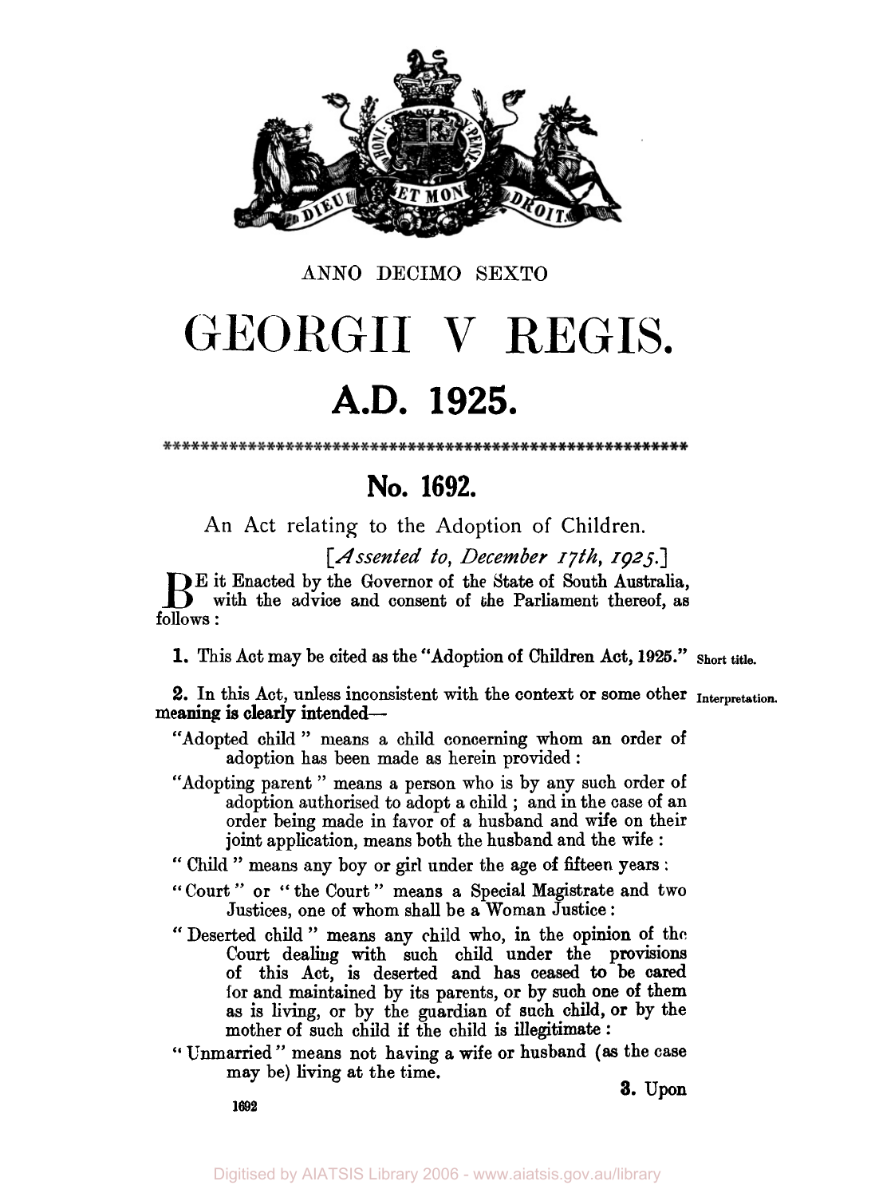ANNO DECIMO SEXTO

# GEORGII V REGIS.

# A.D. 1925.

## No. 1692.

An Act relating to the Adoption of Children.

*[Assented to, December 17th, 1925.]*

BE it Enacted by the Governor of the State of South Australia, with the advice and consent of the Parliament thereof, as follows:

**1.** This Act may be cited as the "Adoption of Children Act, 1925." **Short title.**

**2.** In this Act, unless inconsistent with the context or some other meaning is clearly intended— **Interpretation.**

"Adopted child" means a child concerning whom an order of adoption has been made as herein provided:

"Adopting parent" means a person who is by any such order of adoption authorised to adopt a child; and in the case of an order being made in favor of a husband and wife on their joint application, means both the husband and the wife:

"Child" means any boy or girl under the age of fifteen years:

"Court" or "the Court" means a Special Magistrate and two Justices, one of whom shall be a Woman Justice:

"Deserted child" means any child who, in the opinion of the Court dealing with such child under the provisions of this Act, is deserted and has ceased to be cared for and maintained by its parents, or by such one of them as is living, or by the guardian of such child, or by the mother of such child if the child is illegitimate:

"Unmarried" means not having a wife or husband (as the case may be) living at the time.

**3.** Upon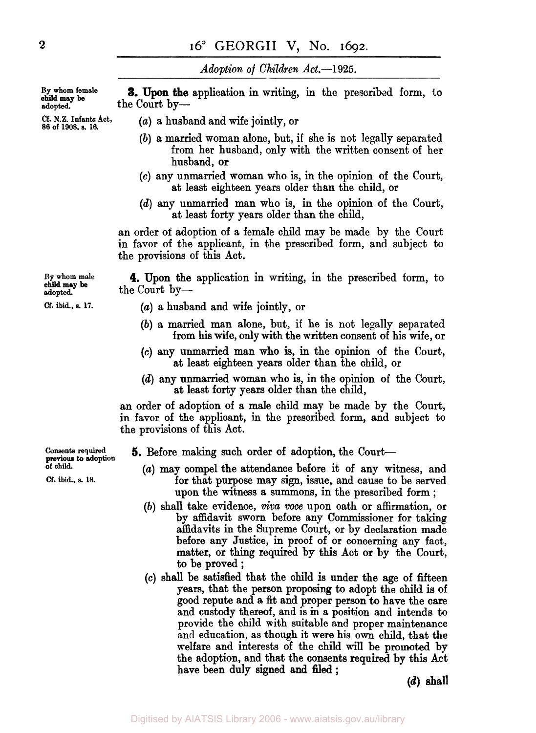By whom female child may be adopted.

Cf. N.Z. Infants Act, 86 of 1908, s. 16.

**3. Upon the** application in writing, in the prescribed form, to the Court by—

(*a*) a husband and wife jointly, or

(*b*) a married woman alone, but, if she is not legally separated from her husband, only with the written consent of her husband, or

(*c*) any unmarried woman who is, in the opinion of the Court, at least eighteen years older than the child, or

(*d*) any unmarried man who is, in the opinion of the Court, at least forty years older than the child,

an order of adoption of a female child may be made by the Court in favor of the applicant, in the prescribed form, and subject to the provisions of this Act.

By whom male child may be adopted.

Cf. ibid., s. 17.

**4. Upon the** application in writing, in the prescribed form, to the Court by—

(*a*) a husband and wife jointly, or

(*b*) a married man alone, but, if he is not legally separated from his wife, only with the written consent of his wife, or

(*c*) any unmarried man who is, in the opinion of the Court, at least eighteen years older than the child, or

(*d*) any unmarried woman who is, in the opinion of the Court, at least forty years older than the child,

an order of adoption of a male child may be made by the Court, in favor of the applicant, in the prescribed form, and subject to the provisions of this Act.

Consents required previous to adoption of child.

Cf. ibid., s. 18.

**5.** Before making such order of adoption, the Court—

(*a*) may compel the attendance before it of any witness, and for that purpose may sign, issue, and cause to be served upon the witness a summons, in the prescribed form;

(*b*) shall take evidence, *viva voce* upon oath or affirmation, or by affidavit sworn before any Commissioner for taking affidavits in the Supreme Court, or by declaration made before any Justice, in proof of or concerning any fact, matter, or thing required by this Act or by the Court, to be proved;

(*c*) shall be satisfied that the child is under the age of fifteen years, that the person proposing to adopt the child is of good repute and a fit and proper person to have the care and custody thereof, and is in a position and intends to provide the child with suitable and proper maintenance and education, as though it were his own child, that the welfare and interests of the child will be promoted by the adoption, and that the consents required by this Act have been duly signed and filed;

(*d*) shall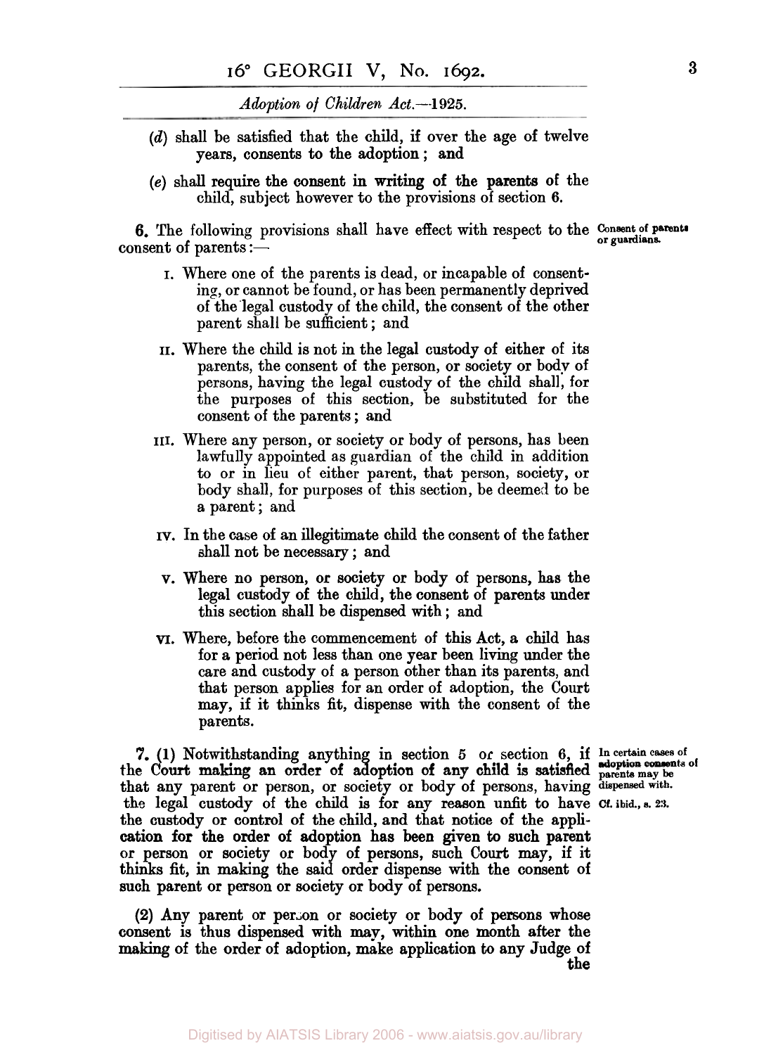(*d*) shall be satisfied that the child, if over the age of twelve years, consents to the adoption; and

(*e*) shall require the consent in writing of the parents of the child, subject however to the provisions of section 6.

**6.** The following provisions shall have effect with respect to the consent of parents:— *Consent of parents or guardians.*

I. Where one of the parents is dead, or incapable of consenting, or cannot be found, or has been permanently deprived of the legal custody of the child, the consent of the other parent shall be sufficient; and

II. Where the child is not in the legal custody of either of its parents, the consent of the person, or society or body of persons, having the legal custody of the child shall, for the purposes of this section, be substituted for the consent of the parents; and

III. Where any person, or society or body of persons, has been lawfully appointed as guardian of the child in addition to or in lieu of either parent, that person, society, or body shall, for purposes of this section, be deemed to be a parent; and

IV. In the case of an illegitimate child the consent of the father shall not be necessary; and

V. Where no person, or society or body of persons, has the legal custody of the child, the consent of parents under this section shall be dispensed with; and

VI. Where, before the commencement of this Act, a child has for a period not less than one year been living under the care and custody of a person other than its parents, and that person applies for an order of adoption, the Court may, if it thinks fit, dispense with the consent of the parents.

**7.** (1) Notwithstanding anything in section 5 or section 6, if the Court making an order of adoption of any child is satisfied that any parent or person, or society or body of persons, having the legal custody of the child is for any reason unfit to have the custody or control of the child, and that notice of the application for the order of adoption has been given to such parent or person or society or body of persons, such Court may, if it thinks fit, in making the said order dispense with the consent of such parent or person or society or body of persons. *In certain cases of adoption consents of parents may be dispensed with. Cf. ibid., s. 23.*

(2) Any parent or person or society or body of persons whose consent is thus dispensed with may, within one month after the making of the order of adoption, make application to any Judge of the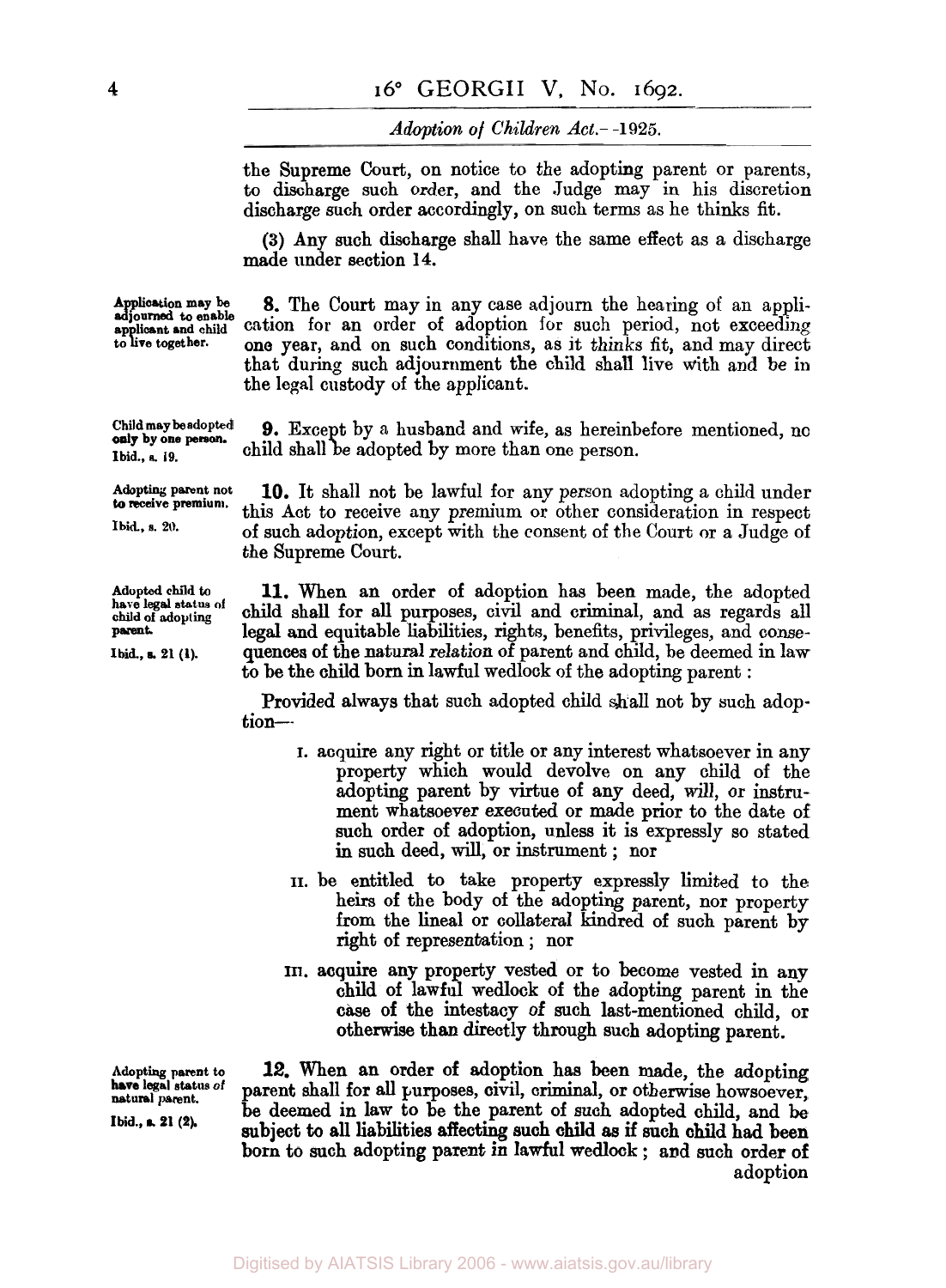the Supreme Court, on notice to the adopting parent or parents, to discharge such order, and the Judge may in his discretion discharge such order accordingly, on such terms as he thinks fit.

(3) Any such discharge shall have the same effect as a discharge made under section 14.

*Application may be adjourned to enable applicant and child to live together.*

**8.** The Court may in any case adjourn the hearing of an application for an order of adoption for such period, not exceeding one year, and on such conditions, as it thinks fit, and may direct that during such adjournment the child shall live with and be in the legal custody of the applicant.

*Child may be adopted only by one person. Ibid., s. 19.*

**9.** Except by a husband and wife, as hereinbefore mentioned, no child shall be adopted by more than one person.

*Adopting parent not to receive premium. Ibid., s. 20.*

**10.** It shall not be lawful for any person adopting a child under this Act to receive any premium or other consideration in respect of such adoption, except with the consent of the Court or a Judge of the Supreme Court.

*Adopted child to have legal status of child of adopting parent. Ibid., s. 21 (1).*

**11.** When an order of adoption has been made, the adopted child shall for all purposes, civil and criminal, and as regards all legal and equitable liabilities, rights, benefits, privileges, and consequences of the natural relation of parent and child, be deemed in law to be the child born in lawful wedlock of the adopting parent :

Provided always that such adopted child shall not by such adoption—

I. acquire any right or title or any interest whatsoever in any property which would devolve on any child of the adopting parent by virtue of any deed, will, or instrument whatsoever executed or made prior to the date of such order of adoption, unless it is expressly so stated in such deed, will, or instrument ; nor

II. be entitled to take property expressly limited to the heirs of the body of the adopting parent, nor property from the lineal or collateral kindred of such parent by right of representation ; nor

III. acquire any property vested or to become vested in any child of lawful wedlock of the adopting parent in the case of the intestacy of such last-mentioned child, or otherwise than directly through such adopting parent.

*Adopting parent to have legal status of natural parent. Ibid., s. 21 (2).*

**12.** When an order of adoption has been made, the adopting parent shall for all purposes, civil, criminal, or otherwise howsoever, be deemed in law to be the parent of such adopted child, and be subject to all liabilities affecting such child as if such child had been born to such adopting parent in lawful wedlock ; and such order of adoption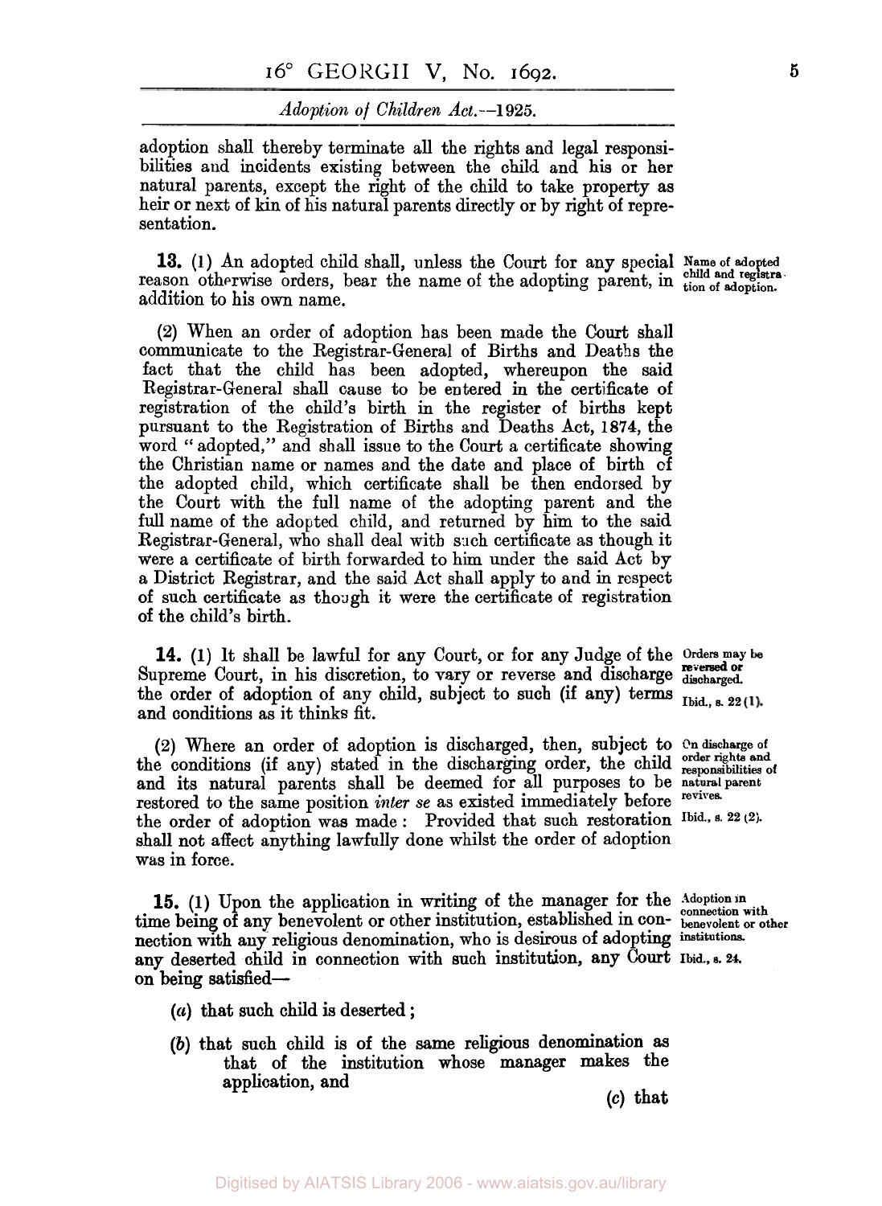adoption shall thereby terminate all the rights and legal responsibilities and incidents existing between the child and his or her natural parents, except the right of the child to take property as heir or next of kin of his natural parents directly or by right of representation.

**13.** (1) An adopted child shall, unless the Court for any special reason otherwise orders, bear the name of the adopting parent, in addition to his own name.

*Name of adopted child and registration of adoption.*

(2) When an order of adoption has been made the Court shall communicate to the Registrar-General of Births and Deaths the fact that the child has been adopted, whereupon the said Registrar-General shall cause to be entered in the certificate of registration of the child's birth in the register of births kept pursuant to the Registration of Births and Deaths Act, 1874, the word "adopted," and shall issue to the Court a certificate showing the Christian name or names and the date and place of birth of the adopted child, which certificate shall be then endorsed by the Court with the full name of the adopting parent and the full name of the adopted child, and returned by him to the said Registrar-General, who shall deal with such certificate as though it were a certificate of birth forwarded to him under the said Act by a District Registrar, and the said Act shall apply to and in respect of such certificate as though it were the certificate of registration of the child's birth.

**14.** (1) It shall be lawful for any Court, or for any Judge of the Supreme Court, in his discretion, to vary or reverse and discharge the order of adoption of any child, subject to such (if any) terms and conditions as it thinks fit.

*Orders may be reversed or discharged.*

*Ibid., s. 22 (1).*

(2) Where an order of adoption is discharged, then, subject to the conditions (if any) stated in the discharging order, the child and its natural parents shall be deemed for all purposes to be restored to the same position *inter se* as existed immediately before the order of adoption was made: Provided that such restoration shall not affect anything lawfully done whilst the order of adoption was in force.

*On discharge of order rights and responsibilities of natural parent revives.*

*Ibid., s. 22 (2).*

**15.** (1) Upon the application in writing of the manager for the time being of any benevolent or other institution, established in connection with any religious denomination, who is desirous of adopting any deserted child in connection with such institution, any Court on being satisfied—

*Adoption in connection with benevolent or other institutions.*

*Ibid., s. 24.*

(*a*) that such child is deserted;

(*b*) that such child is of the same religious denomination as that of the institution whose manager makes the application, and

(*c*) that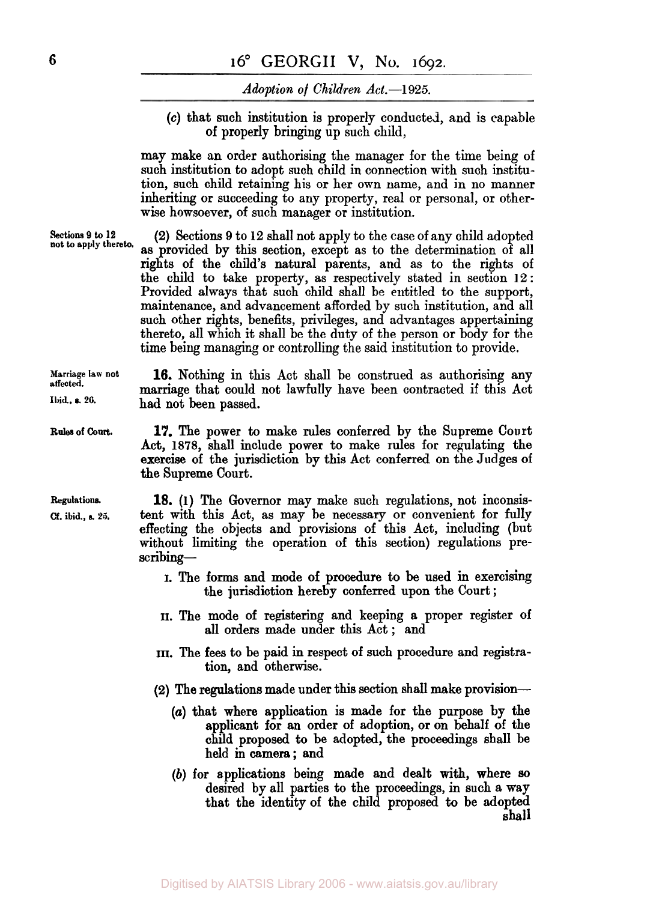(c) that such institution is properly conducted, and is capable of properly bringing up such child,

may make an order authorising the manager for the time being of such institution to adopt such child in connection with such institution, such child retaining his or her own name, and in no manner inheriting or succeeding to any property, real or personal, or otherwise howsoever, of such manager or institution.

Sections 9 to 12 not to apply thereto.

(2) Sections 9 to 12 shall not apply to the case of any child adopted as provided by this section, except as to the determination of all rights of the child's natural parents, and as to the rights of the child to take property, as respectively stated in section 12: Provided always that such child shall be entitled to the support, maintenance, and advancement afforded by such institution, and all such other rights, benefits, privileges, and advantages appertaining thereto, all which it shall be the duty of the person or body for the time being managing or controlling the said institution to provide.

Marriage law not affected.
Ibid., s. 26.

**16.** Nothing in this Act shall be construed as authorising any marriage that could not lawfully have been contracted if this Act had not been passed.

Rules of Court.

**17.** The power to make rules conferred by the Supreme Court Act, 1878, shall include power to make rules for regulating the exercise of the jurisdiction by this Act conferred on the Judges of the Supreme Court.

Regulations.
Cf. ibid., s. 25.

**18.** (1) The Governor may make such regulations, not inconsistent with this Act, as may be necessary or convenient for fully effecting the objects and provisions of this Act, including (but without limiting the operation of this section) regulations prescribing—

I. The forms and mode of procedure to be used in exercising the jurisdiction hereby conferred upon the Court;

II. The mode of registering and keeping a proper register of all orders made under this Act; and

III. The fees to be paid in respect of such procedure and registration, and otherwise.

(2) The regulations made under this section shall make provision—

(a) that where application is made for the purpose by the applicant for an order of adoption, or on behalf of the child proposed to be adopted, the proceedings shall be held in camera; and

(b) for applications being made and dealt with, where so desired by all parties to the proceedings, in such a way that the identity of the child proposed to be adopted shall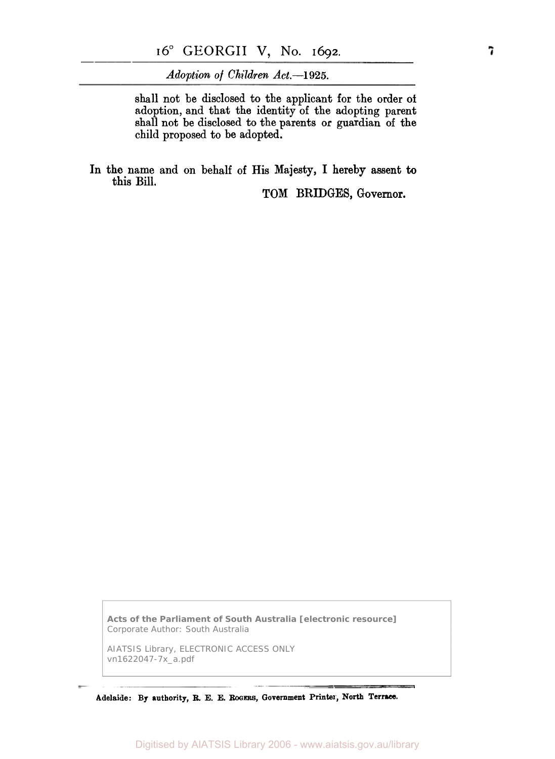shall not be disclosed to the applicant for the order of adoption, and that the identity of the adopting parent shall not be disclosed to the parents or guardian of the child proposed to be adopted.

In the name and on behalf of His Majesty, I hereby assent to this Bill.

TOM BRIDGES, Governor.

Adelaide: By authority, R. E. E. ROGERS, Government Printer, North Terrace.